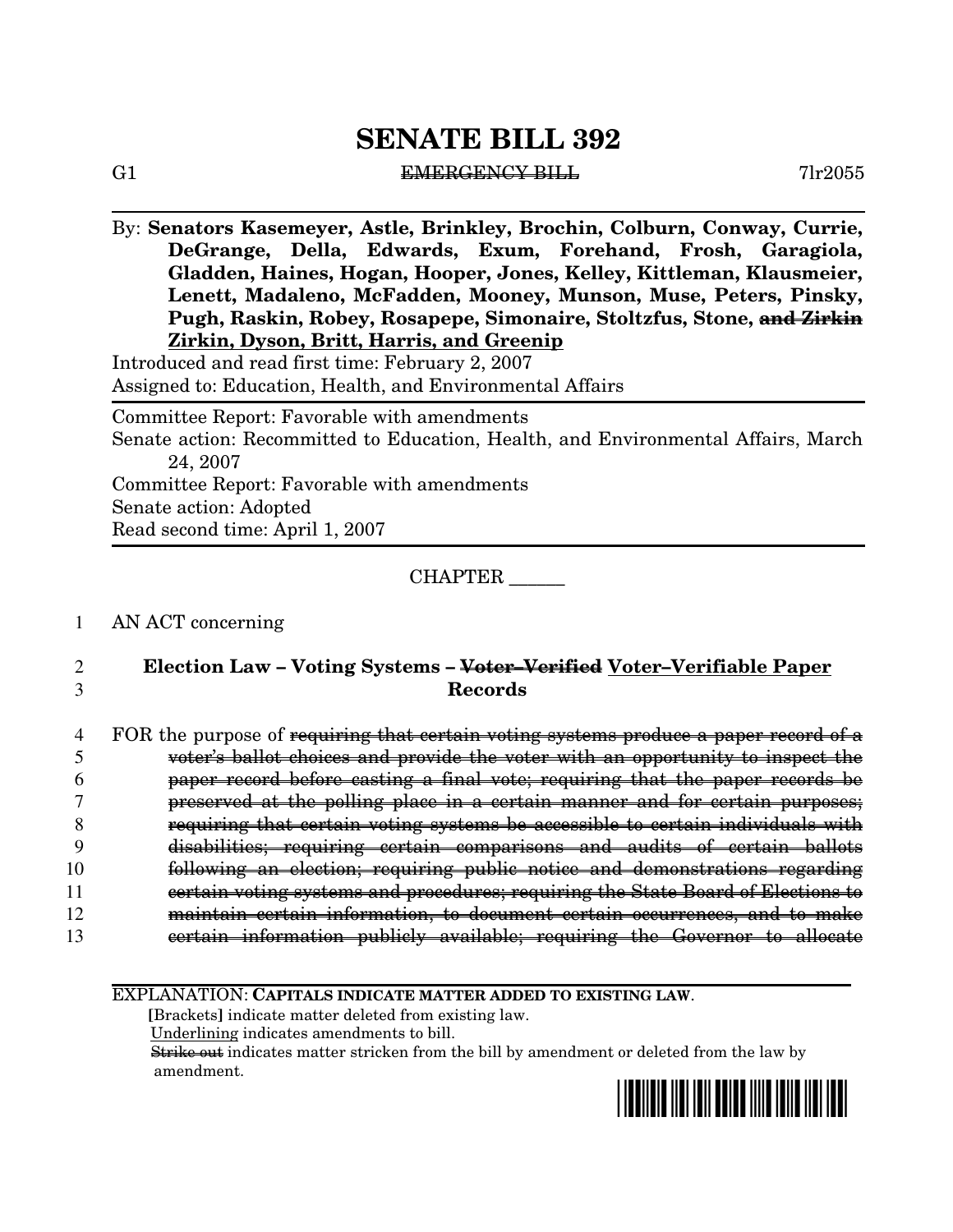# SENATE BILL 392

G1 ~~EMERGENCY BILL~~ 7lr2055

By: **Senators Kasemeyer, Astle, Brinkley, Brochin, Colburn, Conway, Currie, DeGrange, Della, Edwards, Exum, Forehand, Frosh, Garagiola, Gladden, Haines, Hogan, Hooper, Jones, Kelley, Kittleman, Klausmeier, Lenett, Madaleno, McFadden, Mooney, Munson, Muse, Peters, Pinsky, Pugh, Raskin, Robey, Rosapepe, Simonaire, Stoltzfus, Stone, ~~and Zirkin~~ <u>Zirkin, Dyson, Britt, Harris, and Greenip</u>**

Introduced and read first time: February 2, 2007
Assigned to: Education, Health, and Environmental Affairs

Committee Report: Favorable with amendments
Senate action: Recommitted to Education, Health, and Environmental Affairs, March 24, 2007
Committee Report: Favorable with amendments
Senate action: Adopted
Read second time: April 1, 2007

CHAPTER ______

1 AN ACT concerning

2 **Election Law – Voting Systems – ~~Voter–Verified~~ <u>Voter–Verifiable Paper</u>**
3 **Records**

4 FOR the purpose of ~~requiring that certain voting systems produce a paper record of a~~
5 ~~voter's ballot choices and provide the voter with an opportunity to inspect the~~
6 ~~paper record before casting a final vote; requiring that the paper records be~~
7 ~~preserved at the polling place in a certain manner and for certain purposes;~~
8 ~~requiring that certain voting systems be accessible to certain individuals with~~
9 ~~disabilities; requiring certain comparisons and audits of certain ballots~~
10 ~~following an election; requiring public notice and demonstrations regarding~~
11 ~~certain voting systems and procedures; requiring the State Board of Elections to~~
12 ~~maintain certain information, to document certain occurrences, and to make~~
13 ~~certain information publicly available; requiring the Governor to allocate~~

EXPLANATION: **CAPITALS INDICATE MATTER ADDED TO EXISTING LAW.**
**[**Brackets**]** indicate matter deleted from existing law.
<u>Underlining</u> indicates amendments to bill.
~~Strike out~~ indicates matter stricken from the bill by amendment or deleted from the law by amendment.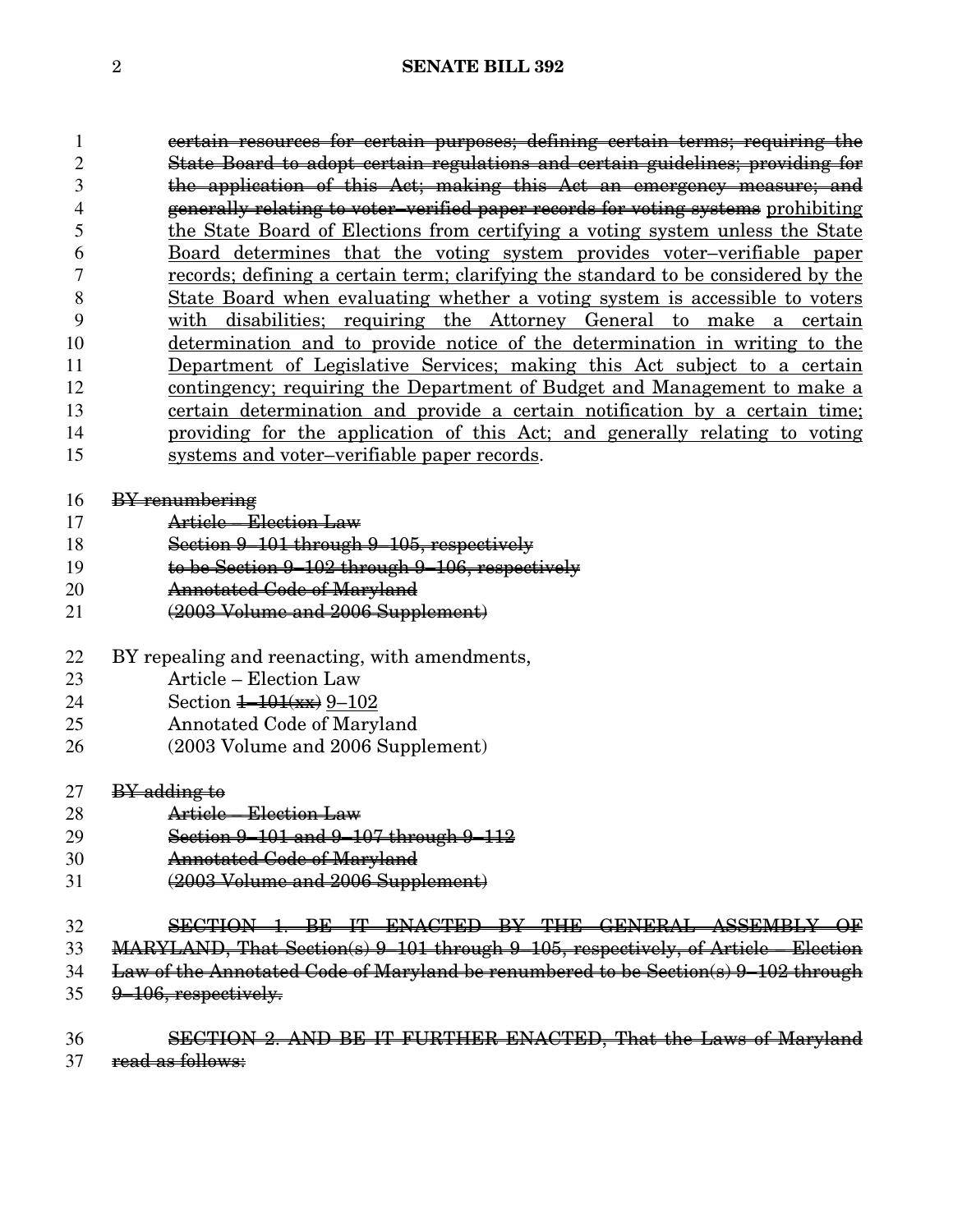~~certain resources for certain purposes; defining certain terms; requiring the State Board to adopt certain regulations and certain guidelines; providing for the application of this Act; making this Act an emergency measure; and generally relating to voter–verified paper records for voting systems~~ <u>prohibiting the State Board of Elections from certifying a voting system unless the State Board determines that the voting system provides voter–verifiable paper records; defining a certain term; clarifying the standard to be considered by the State Board when evaluating whether a voting system is accessible to voters with disabilities; requiring the Attorney General to make a certain determination and to provide notice of the determination in writing to the Department of Legislative Services; making this Act subject to a certain contingency; requiring the Department of Budget and Management to make a certain determination and provide a certain notification by a certain time; providing for the application of this Act; and generally relating to voting systems and voter–verifiable paper records</u>.

~~BY renumbering~~
~~Article – Election Law~~
~~Section 9–101 through 9–105, respectively~~
~~to be Section 9–102 through 9–106, respectively~~
~~Annotated Code of Maryland~~
~~(2003 Volume and 2006 Supplement)~~

BY repealing and reenacting, with amendments,
Article – Election Law
Section ~~1–101(xx)~~ <u>9–102</u>
Annotated Code of Maryland
(2003 Volume and 2006 Supplement)

~~BY adding to~~
~~Article – Election Law~~
~~Section 9–101 and 9–107 through 9–112~~
~~Annotated Code of Maryland~~
~~(2003 Volume and 2006 Supplement)~~

~~SECTION 1. BE IT ENACTED BY THE GENERAL ASSEMBLY OF MARYLAND, That Section(s) 9–101 through 9–105, respectively, of Article – Election Law of the Annotated Code of Maryland be renumbered to be Section(s) 9–102 through 9–106, respectively.~~

~~SECTION 2. AND BE IT FURTHER ENACTED, That the Laws of Maryland read as follows:~~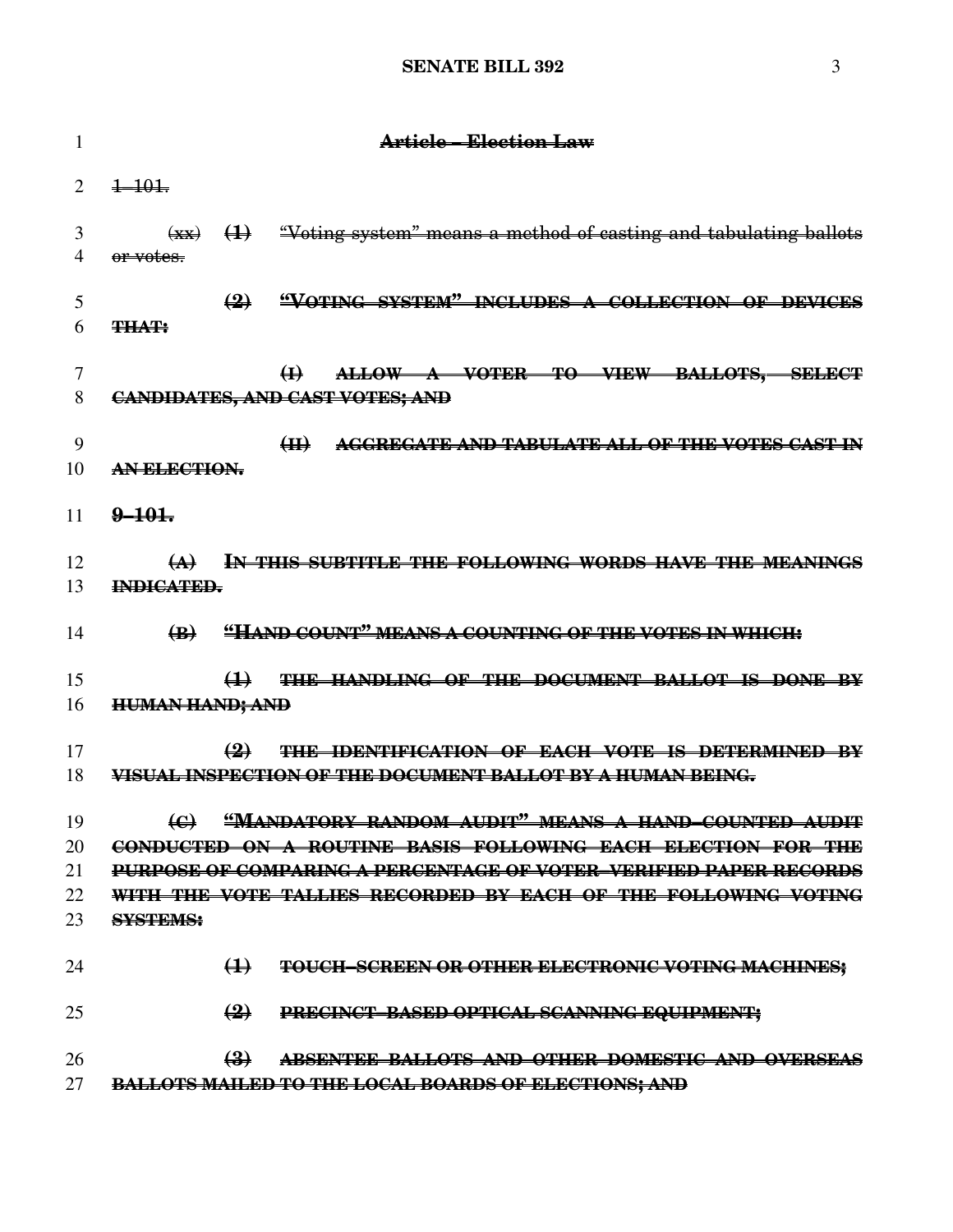~~**Article – Election Law**~~

~~1–101.~~

~~(xx) **(1)** "Voting system" means a method of casting and tabulating ballots or votes.~~

~~**(2) "VOTING SYSTEM" INCLUDES A COLLECTION OF DEVICES THAT:**~~

~~**(I) ALLOW A VOTER TO VIEW BALLOTS, SELECT CANDIDATES, AND CAST VOTES; AND**~~

~~**(II) AGGREGATE AND TABULATE ALL OF THE VOTES CAST IN AN ELECTION.**~~

~~**9–101.**~~

~~**(A) IN THIS SUBTITLE THE FOLLOWING WORDS HAVE THE MEANINGS INDICATED.**~~

~~**(B) "HAND COUNT" MEANS A COUNTING OF THE VOTES IN WHICH:**~~

~~**(1) THE HANDLING OF THE DOCUMENT BALLOT IS DONE BY HUMAN HAND; AND**~~

~~**(2) THE IDENTIFICATION OF EACH VOTE IS DETERMINED BY VISUAL INSPECTION OF THE DOCUMENT BALLOT BY A HUMAN BEING.**~~

~~**(C) "MANDATORY RANDOM AUDIT" MEANS A HAND–COUNTED AUDIT CONDUCTED ON A ROUTINE BASIS FOLLOWING EACH ELECTION FOR THE PURPOSE OF COMPARING A PERCENTAGE OF VOTER–VERIFIED PAPER RECORDS WITH THE VOTE TALLIES RECORDED BY EACH OF THE FOLLOWING VOTING SYSTEMS:**~~

~~**(1) TOUCH–SCREEN OR OTHER ELECTRONIC VOTING MACHINES;**~~

~~**(2) PRECINCT–BASED OPTICAL SCANNING EQUIPMENT;**~~

~~**(3) ABSENTEE BALLOTS AND OTHER DOMESTIC AND OVERSEAS BALLOTS MAILED TO THE LOCAL BOARDS OF ELECTIONS; AND**~~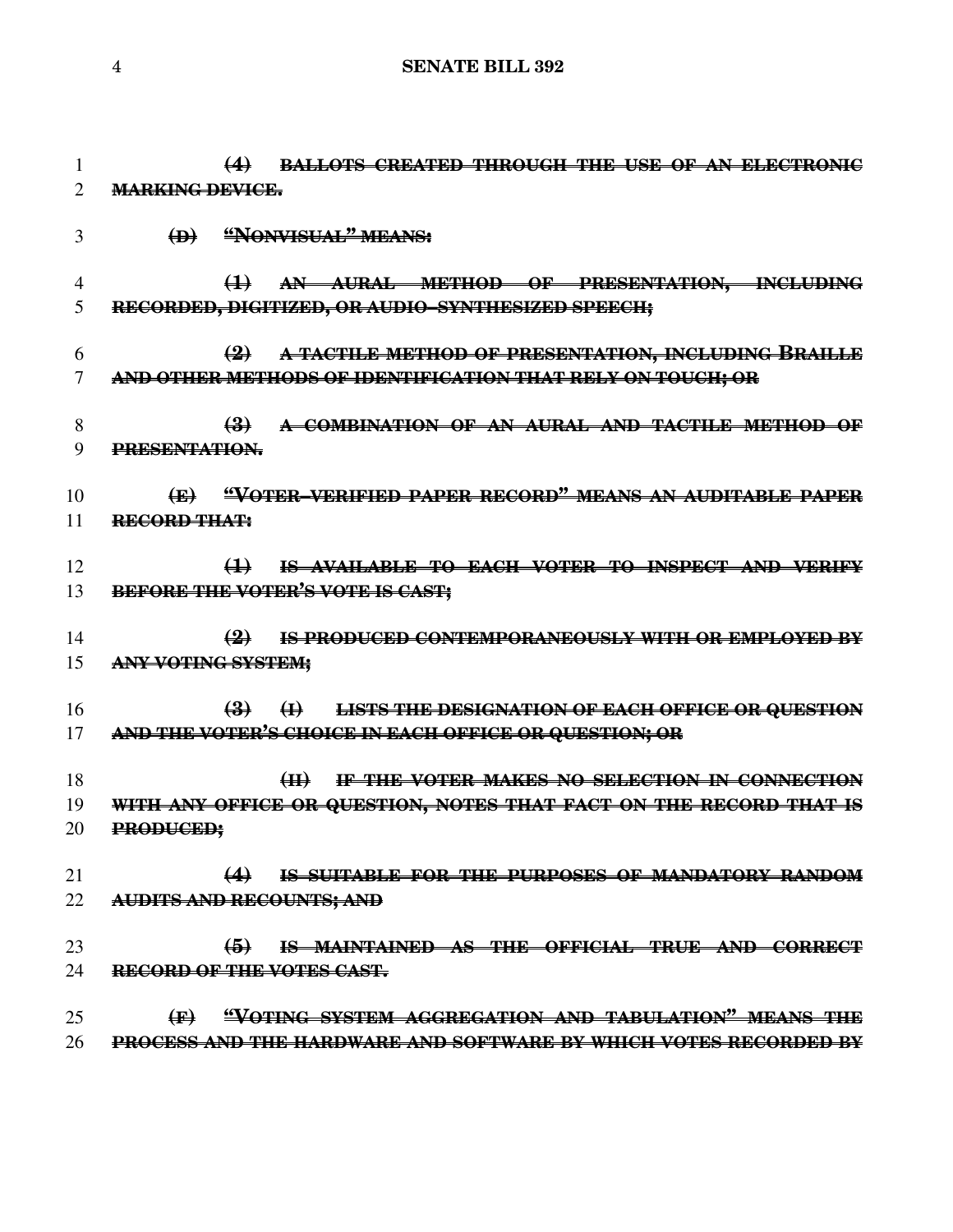~~**(4) BALLOTS CREATED THROUGH THE USE OF AN ELECTRONIC MARKING DEVICE.**~~

~~**(D) "NONVISUAL" MEANS:**~~

~~**(1) AN AURAL METHOD OF PRESENTATION, INCLUDING RECORDED, DIGITIZED, OR AUDIO–SYNTHESIZED SPEECH;**~~

~~**(2) A TACTILE METHOD OF PRESENTATION, INCLUDING BRAILLE AND OTHER METHODS OF IDENTIFICATION THAT RELY ON TOUCH; OR**~~

~~**(3) A COMBINATION OF AN AURAL AND TACTILE METHOD OF PRESENTATION.**~~

~~**(E) "VOTER–VERIFIED PAPER RECORD" MEANS AN AUDITABLE PAPER RECORD THAT:**~~

~~**(1) IS AVAILABLE TO EACH VOTER TO INSPECT AND VERIFY BEFORE THE VOTER'S VOTE IS CAST;**~~

~~**(2) IS PRODUCED CONTEMPORANEOUSLY WITH OR EMPLOYED BY ANY VOTING SYSTEM;**~~

~~**(3) (I) LISTS THE DESIGNATION OF EACH OFFICE OR QUESTION AND THE VOTER'S CHOICE IN EACH OFFICE OR QUESTION; OR**~~

~~**(II) IF THE VOTER MAKES NO SELECTION IN CONNECTION WITH ANY OFFICE OR QUESTION, NOTES THAT FACT ON THE RECORD THAT IS PRODUCED;**~~

~~**(4) IS SUITABLE FOR THE PURPOSES OF MANDATORY RANDOM AUDITS AND RECOUNTS; AND**~~

~~**(5) IS MAINTAINED AS THE OFFICIAL TRUE AND CORRECT RECORD OF THE VOTES CAST.**~~

~~**(F) "VOTING SYSTEM AGGREGATION AND TABULATION" MEANS THE PROCESS AND THE HARDWARE AND SOFTWARE BY WHICH VOTES RECORDED BY**~~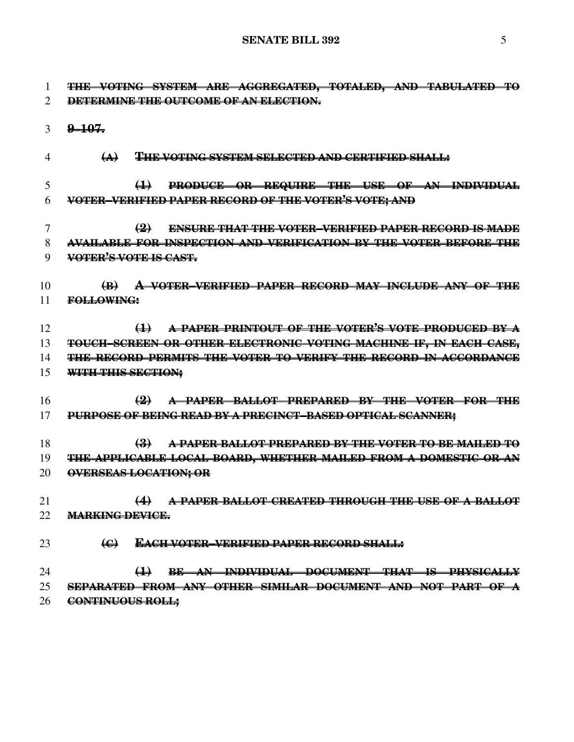~~**THE VOTING SYSTEM ARE AGGREGATED, TOTALED, AND TABULATED TO DETERMINE THE OUTCOME OF AN ELECTION.**~~

~~**9–107.**~~

~~**(A) THE VOTING SYSTEM SELECTED AND CERTIFIED SHALL:**~~

~~**(1) PRODUCE OR REQUIRE THE USE OF AN INDIVIDUAL VOTER–VERIFIED PAPER RECORD OF THE VOTER'S VOTE; AND**~~

~~**(2) ENSURE THAT THE VOTER–VERIFIED PAPER RECORD IS MADE AVAILABLE FOR INSPECTION AND VERIFICATION BY THE VOTER BEFORE THE VOTER'S VOTE IS CAST.**~~

~~**(B) A VOTER–VERIFIED PAPER RECORD MAY INCLUDE ANY OF THE FOLLOWING:**~~

~~**(1) A PAPER PRINTOUT OF THE VOTER'S VOTE PRODUCED BY A TOUCH–SCREEN OR OTHER ELECTRONIC VOTING MACHINE IF, IN EACH CASE, THE RECORD PERMITS THE VOTER TO VERIFY THE RECORD IN ACCORDANCE WITH THIS SECTION;**~~

~~**(2) A PAPER BALLOT PREPARED BY THE VOTER FOR THE PURPOSE OF BEING READ BY A PRECINCT–BASED OPTICAL SCANNER;**~~

~~**(3) A PAPER BALLOT PREPARED BY THE VOTER TO BE MAILED TO THE APPLICABLE LOCAL BOARD, WHETHER MAILED FROM A DOMESTIC OR AN OVERSEAS LOCATION; OR**~~

~~**(4) A PAPER BALLOT CREATED THROUGH THE USE OF A BALLOT MARKING DEVICE.**~~

~~**(C) EACH VOTER–VERIFIED PAPER RECORD SHALL:**~~

~~**(1) BE AN INDIVIDUAL DOCUMENT THAT IS PHYSICALLY SEPARATED FROM ANY OTHER SIMILAR DOCUMENT AND NOT PART OF A CONTINUOUS ROLL;**~~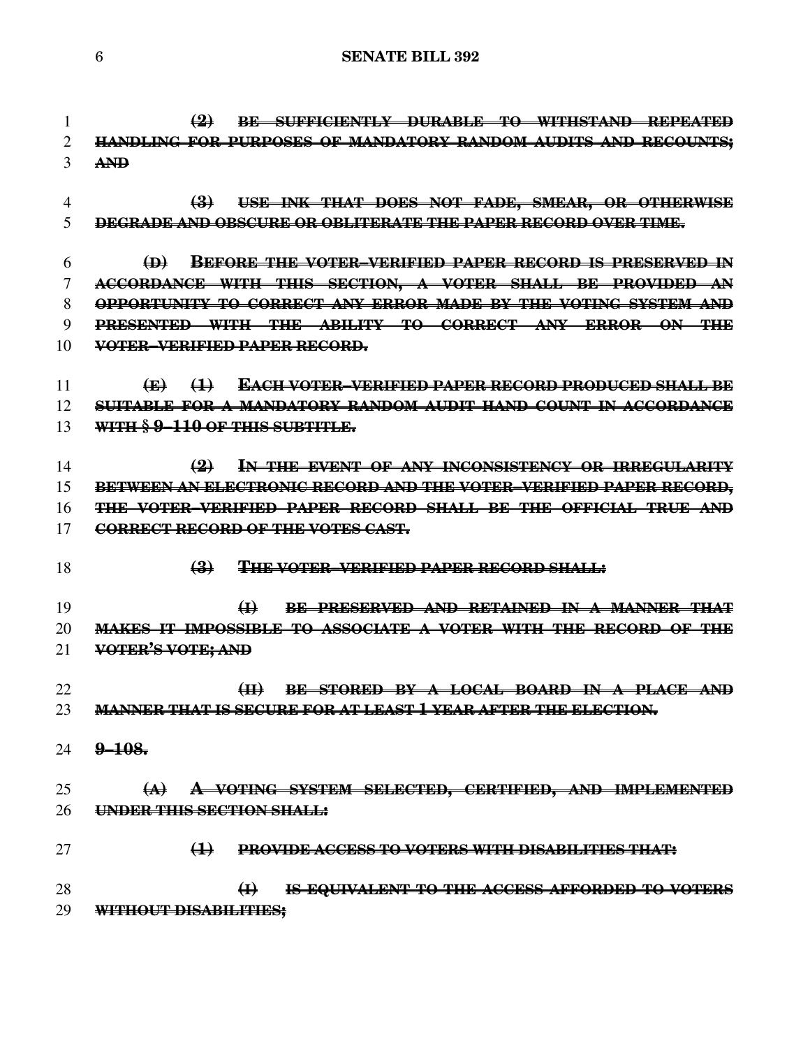~~**(2) BE SUFFICIENTLY DURABLE TO WITHSTAND REPEATED HANDLING FOR PURPOSES OF MANDATORY RANDOM AUDITS AND RECOUNTS; AND**~~

~~**(3) USE INK THAT DOES NOT FADE, SMEAR, OR OTHERWISE DEGRADE AND OBSCURE OR OBLITERATE THE PAPER RECORD OVER TIME.**~~

~~**(D) BEFORE THE VOTER–VERIFIED PAPER RECORD IS PRESERVED IN ACCORDANCE WITH THIS SECTION, A VOTER SHALL BE PROVIDED AN OPPORTUNITY TO CORRECT ANY ERROR MADE BY THE VOTING SYSTEM AND PRESENTED WITH THE ABILITY TO CORRECT ANY ERROR ON THE VOTER–VERIFIED PAPER RECORD.**~~

~~**(E) (1) EACH VOTER–VERIFIED PAPER RECORD PRODUCED SHALL BE SUITABLE FOR A MANDATORY RANDOM AUDIT HAND COUNT IN ACCORDANCE WITH § 9–110 OF THIS SUBTITLE.**~~

~~**(2) IN THE EVENT OF ANY INCONSISTENCY OR IRREGULARITY BETWEEN AN ELECTRONIC RECORD AND THE VOTER–VERIFIED PAPER RECORD, THE VOTER–VERIFIED PAPER RECORD SHALL BE THE OFFICIAL TRUE AND CORRECT RECORD OF THE VOTES CAST.**~~

~~**(3) THE VOTER–VERIFIED PAPER RECORD SHALL:**~~

~~**(I) BE PRESERVED AND RETAINED IN A MANNER THAT MAKES IT IMPOSSIBLE TO ASSOCIATE A VOTER WITH THE RECORD OF THE VOTER'S VOTE; AND**~~

~~**(II) BE STORED BY A LOCAL BOARD IN A PLACE AND MANNER THAT IS SECURE FOR AT LEAST 1 YEAR AFTER THE ELECTION.**~~

~~**9–108.**~~

~~**(A) A VOTING SYSTEM SELECTED, CERTIFIED, AND IMPLEMENTED UNDER THIS SECTION SHALL:**~~

~~**(1) PROVIDE ACCESS TO VOTERS WITH DISABILITIES THAT:**~~

~~**(I) IS EQUIVALENT TO THE ACCESS AFFORDED TO VOTERS WITHOUT DISABILITIES;**~~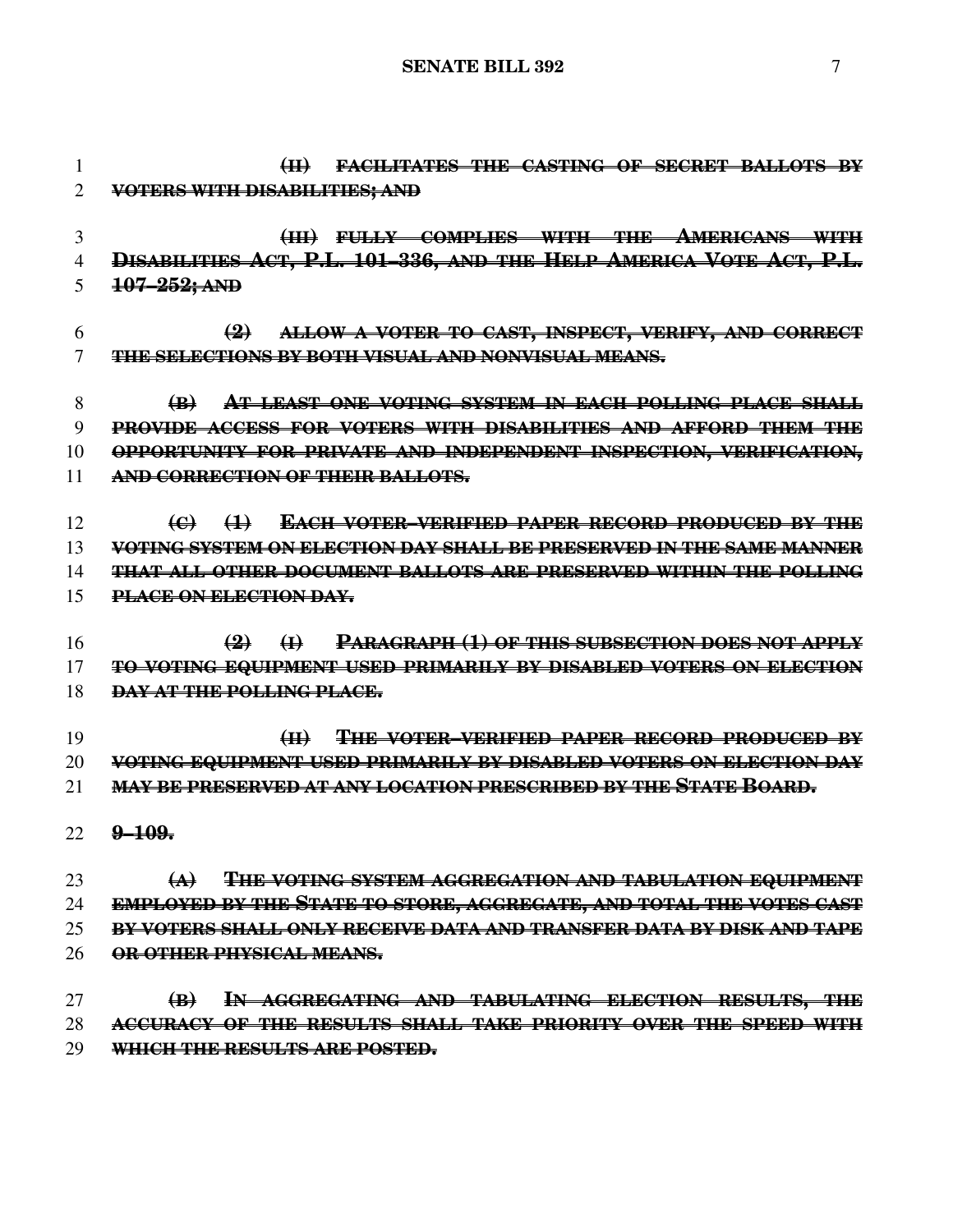~~**(II) FACILITATES THE CASTING OF SECRET BALLOTS BY VOTERS WITH DISABILITIES; AND**~~

~~**(III) FULLY COMPLIES WITH THE AMERICANS WITH DISABILITIES ACT, P.L. 101–336, AND THE HELP AMERICA VOTE ACT, P.L. 107–252; AND**~~

~~**(2) ALLOW A VOTER TO CAST, INSPECT, VERIFY, AND CORRECT THE SELECTIONS BY BOTH VISUAL AND NONVISUAL MEANS.**~~

~~**(B) AT LEAST ONE VOTING SYSTEM IN EACH POLLING PLACE SHALL PROVIDE ACCESS FOR VOTERS WITH DISABILITIES AND AFFORD THEM THE OPPORTUNITY FOR PRIVATE AND INDEPENDENT INSPECTION, VERIFICATION, AND CORRECTION OF THEIR BALLOTS.**~~

~~**(C) (1) EACH VOTER–VERIFIED PAPER RECORD PRODUCED BY THE VOTING SYSTEM ON ELECTION DAY SHALL BE PRESERVED IN THE SAME MANNER THAT ALL OTHER DOCUMENT BALLOTS ARE PRESERVED WITHIN THE POLLING PLACE ON ELECTION DAY.**~~

~~**(2) (I) PARAGRAPH (1) OF THIS SUBSECTION DOES NOT APPLY TO VOTING EQUIPMENT USED PRIMARILY BY DISABLED VOTERS ON ELECTION DAY AT THE POLLING PLACE.**~~

~~**(II) THE VOTER–VERIFIED PAPER RECORD PRODUCED BY VOTING EQUIPMENT USED PRIMARILY BY DISABLED VOTERS ON ELECTION DAY MAY BE PRESERVED AT ANY LOCATION PRESCRIBED BY THE STATE BOARD.**~~

~~**9–109.**~~

~~**(A) THE VOTING SYSTEM AGGREGATION AND TABULATION EQUIPMENT EMPLOYED BY THE STATE TO STORE, AGGREGATE, AND TOTAL THE VOTES CAST BY VOTERS SHALL ONLY RECEIVE DATA AND TRANSFER DATA BY DISK AND TAPE OR OTHER PHYSICAL MEANS.**~~

~~**(B) IN AGGREGATING AND TABULATING ELECTION RESULTS, THE ACCURACY OF THE RESULTS SHALL TAKE PRIORITY OVER THE SPEED WITH WHICH THE RESULTS ARE POSTED.**~~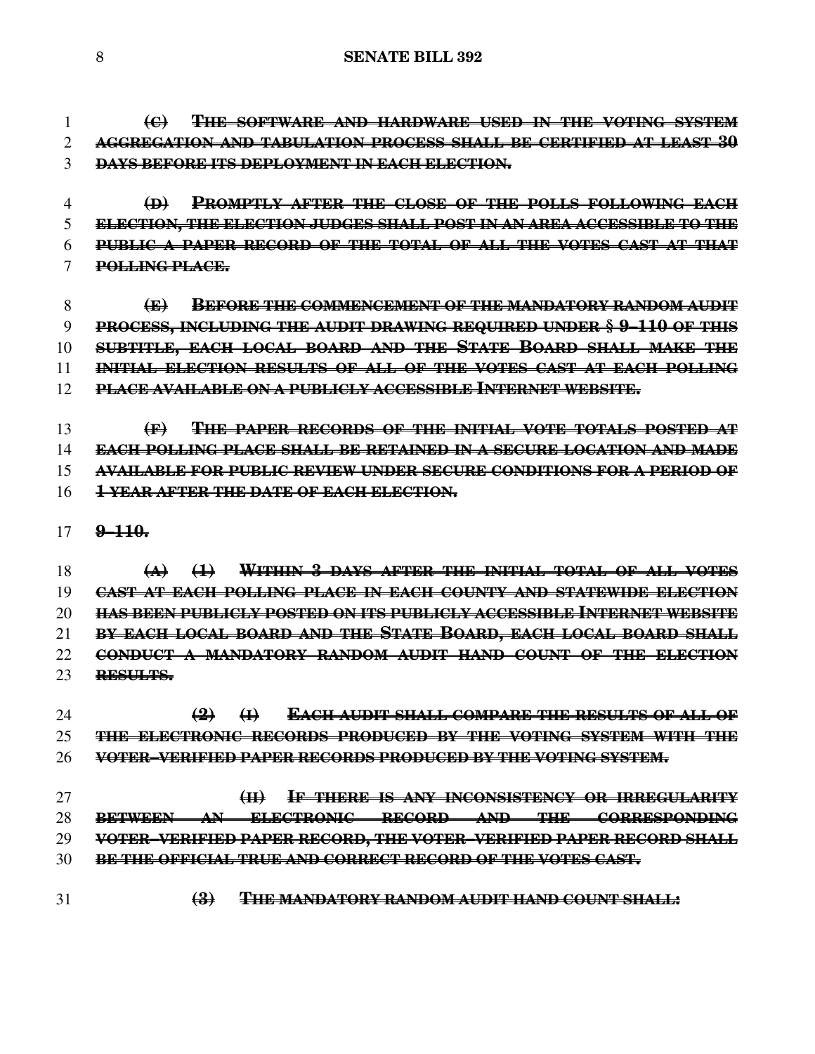~~**(C) THE SOFTWARE AND HARDWARE USED IN THE VOTING SYSTEM AGGREGATION AND TABULATION PROCESS SHALL BE CERTIFIED AT LEAST 30 DAYS BEFORE ITS DEPLOYMENT IN EACH ELECTION.**~~

~~**(D) PROMPTLY AFTER THE CLOSE OF THE POLLS FOLLOWING EACH ELECTION, THE ELECTION JUDGES SHALL POST IN AN AREA ACCESSIBLE TO THE PUBLIC A PAPER RECORD OF THE TOTAL OF ALL THE VOTES CAST AT THAT POLLING PLACE.**~~

~~**(E) BEFORE THE COMMENCEMENT OF THE MANDATORY RANDOM AUDIT PROCESS, INCLUDING THE AUDIT DRAWING REQUIRED UNDER § 9–110 OF THIS SUBTITLE, EACH LOCAL BOARD AND THE STATE BOARD SHALL MAKE THE INITIAL ELECTION RESULTS OF ALL OF THE VOTES CAST AT EACH POLLING PLACE AVAILABLE ON A PUBLICLY ACCESSIBLE INTERNET WEBSITE.**~~

~~**(F) THE PAPER RECORDS OF THE INITIAL VOTE TOTALS POSTED AT EACH POLLING PLACE SHALL BE RETAINED IN A SECURE LOCATION AND MADE AVAILABLE FOR PUBLIC REVIEW UNDER SECURE CONDITIONS FOR A PERIOD OF 1 YEAR AFTER THE DATE OF EACH ELECTION.**~~

~~**9–110.**~~

~~**(A) (1) WITHIN 3 DAYS AFTER THE INITIAL TOTAL OF ALL VOTES CAST AT EACH POLLING PLACE IN EACH COUNTY AND STATEWIDE ELECTION HAS BEEN PUBLICLY POSTED ON ITS PUBLICLY ACCESSIBLE INTERNET WEBSITE BY EACH LOCAL BOARD AND THE STATE BOARD, EACH LOCAL BOARD SHALL CONDUCT A MANDATORY RANDOM AUDIT HAND COUNT OF THE ELECTION RESULTS.**~~

~~**(2) (I) EACH AUDIT SHALL COMPARE THE RESULTS OF ALL OF THE ELECTRONIC RECORDS PRODUCED BY THE VOTING SYSTEM WITH THE VOTER–VERIFIED PAPER RECORDS PRODUCED BY THE VOTING SYSTEM.**~~

~~**(II) IF THERE IS ANY INCONSISTENCY OR IRREGULARITY BETWEEN AN ELECTRONIC RECORD AND THE CORRESPONDING VOTER–VERIFIED PAPER RECORD, THE VOTER–VERIFIED PAPER RECORD SHALL BE THE OFFICIAL TRUE AND CORRECT RECORD OF THE VOTES CAST.**~~

~~**(3) THE MANDATORY RANDOM AUDIT HAND COUNT SHALL:**~~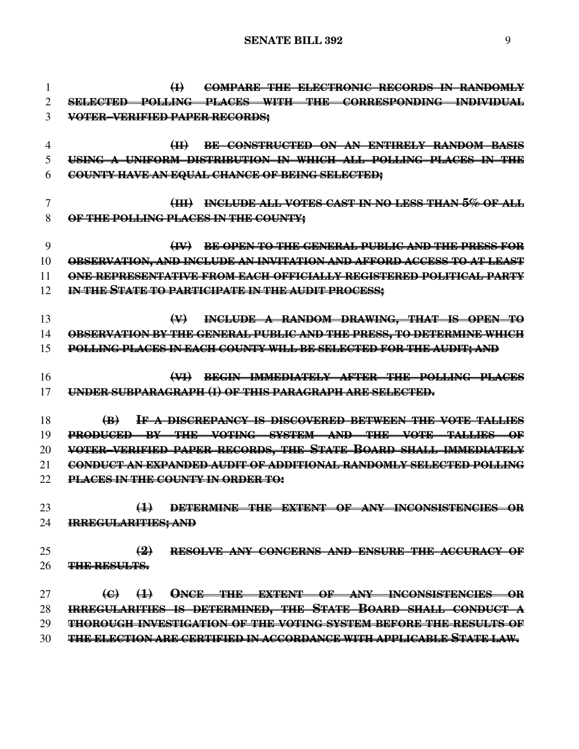~~(I) COMPARE THE ELECTRONIC RECORDS IN RANDOMLY SELECTED POLLING PLACES WITH THE CORRESPONDING INDIVIDUAL VOTER–VERIFIED PAPER RECORDS;~~

~~(II) BE CONSTRUCTED ON AN ENTIRELY RANDOM BASIS USING A UNIFORM DISTRIBUTION IN WHICH ALL POLLING PLACES IN THE COUNTY HAVE AN EQUAL CHANCE OF BEING SELECTED;~~

~~(III) INCLUDE ALL VOTES CAST IN NO LESS THAN 5% OF ALL OF THE POLLING PLACES IN THE COUNTY;~~

~~(IV) BE OPEN TO THE GENERAL PUBLIC AND THE PRESS FOR OBSERVATION, AND INCLUDE AN INVITATION AND AFFORD ACCESS TO AT LEAST ONE REPRESENTATIVE FROM EACH OFFICIALLY REGISTERED POLITICAL PARTY IN THE STATE TO PARTICIPATE IN THE AUDIT PROCESS;~~

~~(V) INCLUDE A RANDOM DRAWING, THAT IS OPEN TO OBSERVATION BY THE GENERAL PUBLIC AND THE PRESS, TO DETERMINE WHICH POLLING PLACES IN EACH COUNTY WILL BE SELECTED FOR THE AUDIT; AND~~

~~(VI) BEGIN IMMEDIATELY AFTER THE POLLING PLACES UNDER SUBPARAGRAPH (I) OF THIS PARAGRAPH ARE SELECTED.~~

~~(B) IF A DISCREPANCY IS DISCOVERED BETWEEN THE VOTE TALLIES PRODUCED BY THE VOTING SYSTEM AND THE VOTE TALLIES OF VOTER–VERIFIED PAPER RECORDS, THE STATE BOARD SHALL IMMEDIATELY CONDUCT AN EXPANDED AUDIT OF ADDITIONAL RANDOMLY SELECTED POLLING PLACES IN THE COUNTY IN ORDER TO:~~

~~(1) DETERMINE THE EXTENT OF ANY INCONSISTENCIES OR IRREGULARITIES; AND~~

~~(2) RESOLVE ANY CONCERNS AND ENSURE THE ACCURACY OF THE RESULTS.~~

~~(C) (1) ONCE THE EXTENT OF ANY INCONSISTENCIES OR IRREGULARITIES IS DETERMINED, THE STATE BOARD SHALL CONDUCT A THOROUGH INVESTIGATION OF THE VOTING SYSTEM BEFORE THE RESULTS OF THE ELECTION ARE CERTIFIED IN ACCORDANCE WITH APPLICABLE STATE LAW.~~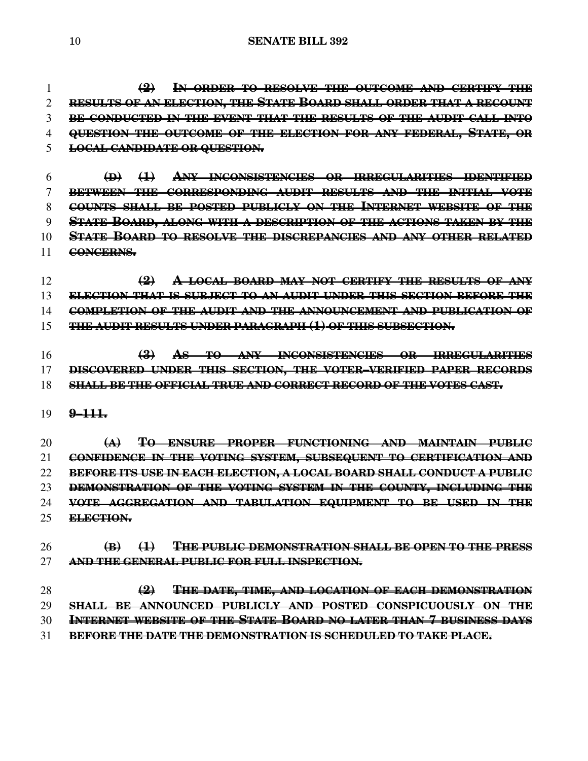~~**(2) IN ORDER TO RESOLVE THE OUTCOME AND CERTIFY THE RESULTS OF AN ELECTION, THE STATE BOARD SHALL ORDER THAT A RECOUNT BE CONDUCTED IN THE EVENT THAT THE RESULTS OF THE AUDIT CALL INTO QUESTION THE OUTCOME OF THE ELECTION FOR ANY FEDERAL, STATE, OR LOCAL CANDIDATE OR QUESTION.**~~

~~**(D) (1) ANY INCONSISTENCIES OR IRREGULARITIES IDENTIFIED BETWEEN THE CORRESPONDING AUDIT RESULTS AND THE INITIAL VOTE COUNTS SHALL BE POSTED PUBLICLY ON THE INTERNET WEBSITE OF THE STATE BOARD, ALONG WITH A DESCRIPTION OF THE ACTIONS TAKEN BY THE STATE BOARD TO RESOLVE THE DISCREPANCIES AND ANY OTHER RELATED CONCERNS.**~~

~~**(2) A LOCAL BOARD MAY NOT CERTIFY THE RESULTS OF ANY ELECTION THAT IS SUBJECT TO AN AUDIT UNDER THIS SECTION BEFORE THE COMPLETION OF THE AUDIT AND THE ANNOUNCEMENT AND PUBLICATION OF THE AUDIT RESULTS UNDER PARAGRAPH (1) OF THIS SUBSECTION.**~~

~~**(3) AS TO ANY INCONSISTENCIES OR IRREGULARITIES DISCOVERED UNDER THIS SECTION, THE VOTER–VERIFIED PAPER RECORDS SHALL BE THE OFFICIAL TRUE AND CORRECT RECORD OF THE VOTES CAST.**~~

~~**9–111.**~~

~~**(A) TO ENSURE PROPER FUNCTIONING AND MAINTAIN PUBLIC CONFIDENCE IN THE VOTING SYSTEM, SUBSEQUENT TO CERTIFICATION AND BEFORE ITS USE IN EACH ELECTION, A LOCAL BOARD SHALL CONDUCT A PUBLIC DEMONSTRATION OF THE VOTING SYSTEM IN THE COUNTY, INCLUDING THE VOTE AGGREGATION AND TABULATION EQUIPMENT TO BE USED IN THE ELECTION.**~~

~~**(B) (1) THE PUBLIC DEMONSTRATION SHALL BE OPEN TO THE PRESS AND THE GENERAL PUBLIC FOR FULL INSPECTION.**~~

~~**(2) THE DATE, TIME, AND LOCATION OF EACH DEMONSTRATION SHALL BE ANNOUNCED PUBLICLY AND POSTED CONSPICUOUSLY ON THE INTERNET WEBSITE OF THE STATE BOARD NO LATER THAN 7 BUSINESS DAYS BEFORE THE DATE THE DEMONSTRATION IS SCHEDULED TO TAKE PLACE.**~~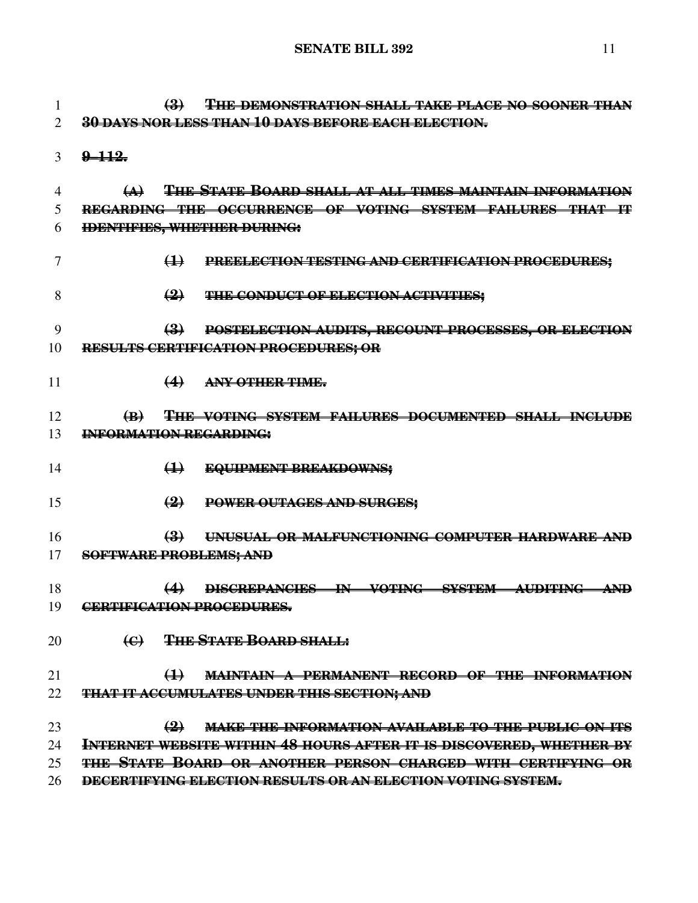~~**(3) THE DEMONSTRATION SHALL TAKE PLACE NO SOONER THAN 30 DAYS NOR LESS THAN 10 DAYS BEFORE EACH ELECTION.**~~

~~**9–112.**~~

~~**(A) THE STATE BOARD SHALL AT ALL TIMES MAINTAIN INFORMATION REGARDING THE OCCURRENCE OF VOTING SYSTEM FAILURES THAT IT IDENTIFIES, WHETHER DURING:**~~

~~**(1) PREELECTION TESTING AND CERTIFICATION PROCEDURES;**~~

~~**(2) THE CONDUCT OF ELECTION ACTIVITIES;**~~

~~**(3) POSTELECTION AUDITS, RECOUNT PROCESSES, OR ELECTION RESULTS CERTIFICATION PROCEDURES; OR**~~

~~**(4) ANY OTHER TIME.**~~

~~**(B) THE VOTING SYSTEM FAILURES DOCUMENTED SHALL INCLUDE INFORMATION REGARDING:**~~

~~**(1) EQUIPMENT BREAKDOWNS;**~~

~~**(2) POWER OUTAGES AND SURGES;**~~

~~**(3) UNUSUAL OR MALFUNCTIONING COMPUTER HARDWARE AND SOFTWARE PROBLEMS; AND**~~

~~**(4) DISCREPANCIES IN VOTING SYSTEM AUDITING AND CERTIFICATION PROCEDURES.**~~

~~**(C) THE STATE BOARD SHALL:**~~

~~**(1) MAINTAIN A PERMANENT RECORD OF THE INFORMATION THAT IT ACCUMULATES UNDER THIS SECTION; AND**~~

~~**(2) MAKE THE INFORMATION AVAILABLE TO THE PUBLIC ON ITS INTERNET WEBSITE WITHIN 48 HOURS AFTER IT IS DISCOVERED, WHETHER BY THE STATE BOARD OR ANOTHER PERSON CHARGED WITH CERTIFYING OR DECERTIFYING ELECTION RESULTS OR AN ELECTION VOTING SYSTEM.**~~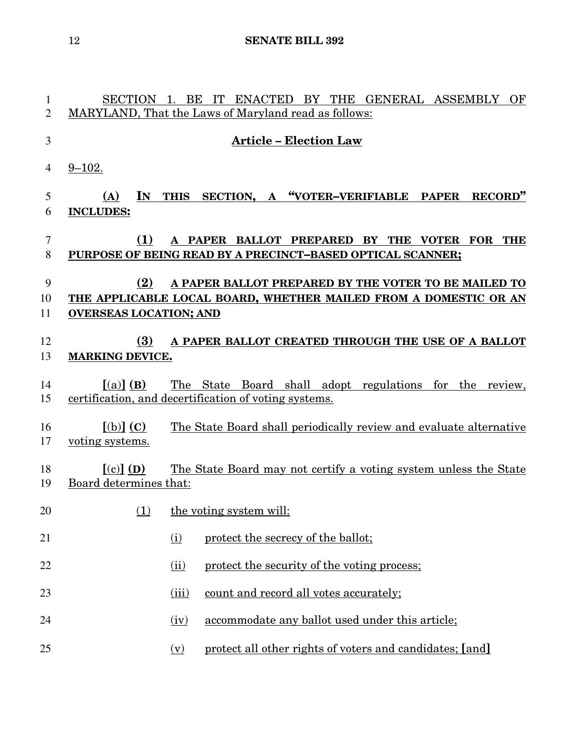SECTION 1. BE IT ENACTED BY THE GENERAL ASSEMBLY OF MARYLAND, That the Laws of Maryland read as follows:

**Article – Election Law**

9–102.

**(A) IN THIS SECTION, A "VOTER–VERIFIABLE PAPER RECORD" INCLUDES:**

**(1) A PAPER BALLOT PREPARED BY THE VOTER FOR THE PURPOSE OF BEING READ BY A PRECINCT–BASED OPTICAL SCANNER;**

**(2) A PAPER BALLOT PREPARED BY THE VOTER TO BE MAILED TO THE APPLICABLE LOCAL BOARD, WHETHER MAILED FROM A DOMESTIC OR AN OVERSEAS LOCATION; AND**

**(3) A PAPER BALLOT CREATED THROUGH THE USE OF A BALLOT MARKING DEVICE.**

[(a)] **(B)** The State Board shall adopt regulations for the review, certification, and decertification of voting systems.

[(b)] **(C)** The State Board shall periodically review and evaluate alternative voting systems.

[(c)] **(D)** The State Board may not certify a voting system unless the State Board determines that:

(1) the voting system will:

(i) protect the secrecy of the ballot;

(ii) protect the security of the voting process;

(iii) count and record all votes accurately;

(iv) accommodate any ballot used under this article;

(v) protect all other rights of voters and candidates; [and]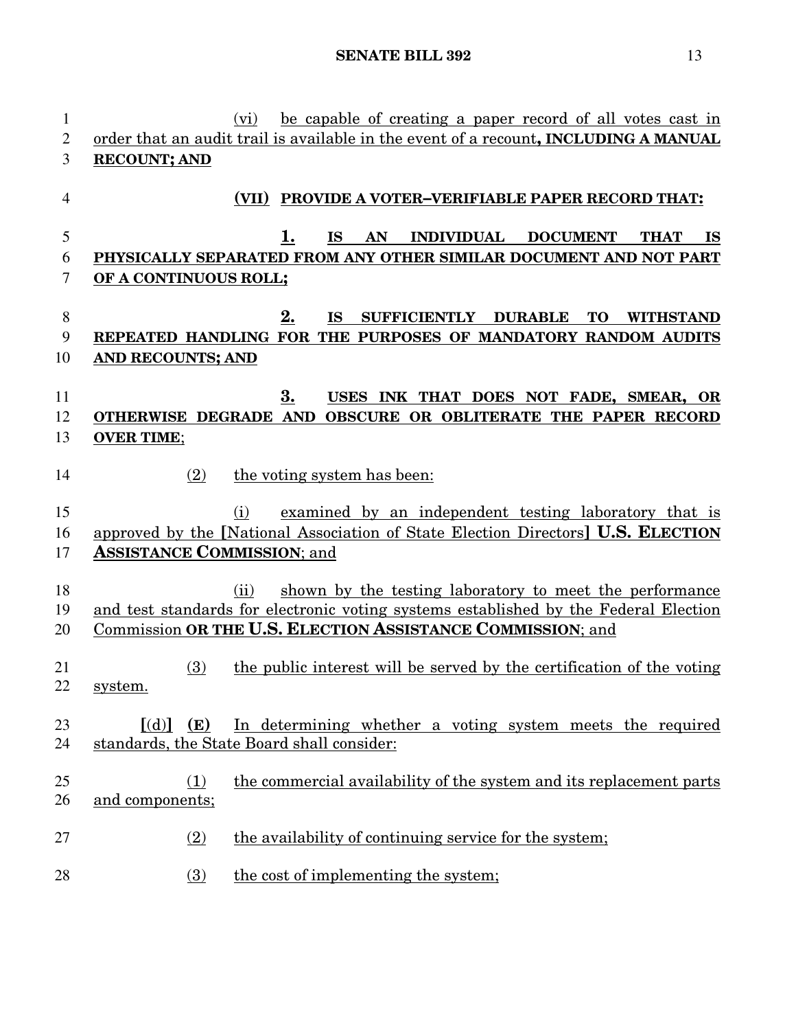(vi) be capable of creating a paper record of all votes cast in order that an audit trail is available in the event of a recount**, INCLUDING A MANUAL RECOUNT; AND**

**(VII) PROVIDE A VOTER–VERIFIABLE PAPER RECORD THAT:**

**1. IS AN INDIVIDUAL DOCUMENT THAT IS PHYSICALLY SEPARATED FROM ANY OTHER SIMILAR DOCUMENT AND NOT PART OF A CONTINUOUS ROLL;**

**2. IS SUFFICIENTLY DURABLE TO WITHSTAND REPEATED HANDLING FOR THE PURPOSES OF MANDATORY RANDOM AUDITS AND RECOUNTS; AND**

**3. USES INK THAT DOES NOT FADE, SMEAR, OR OTHERWISE DEGRADE AND OBSCURE OR OBLITERATE THE PAPER RECORD OVER TIME**;

(2) the voting system has been:

(i) examined by an independent testing laboratory that is approved by the **[**National Association of State Election Directors**]** **U.S. ELECTION ASSISTANCE COMMISSION**; and

(ii) shown by the testing laboratory to meet the performance and test standards for electronic voting systems established by the Federal Election Commission **OR THE U.S. ELECTION ASSISTANCE COMMISSION**; and

(3) the public interest will be served by the certification of the voting system.

**[**(d)**]** **(E)** In determining whether a voting system meets the required standards, the State Board shall consider:

(1) the commercial availability of the system and its replacement parts and components;

(2) the availability of continuing service for the system;

(3) the cost of implementing the system;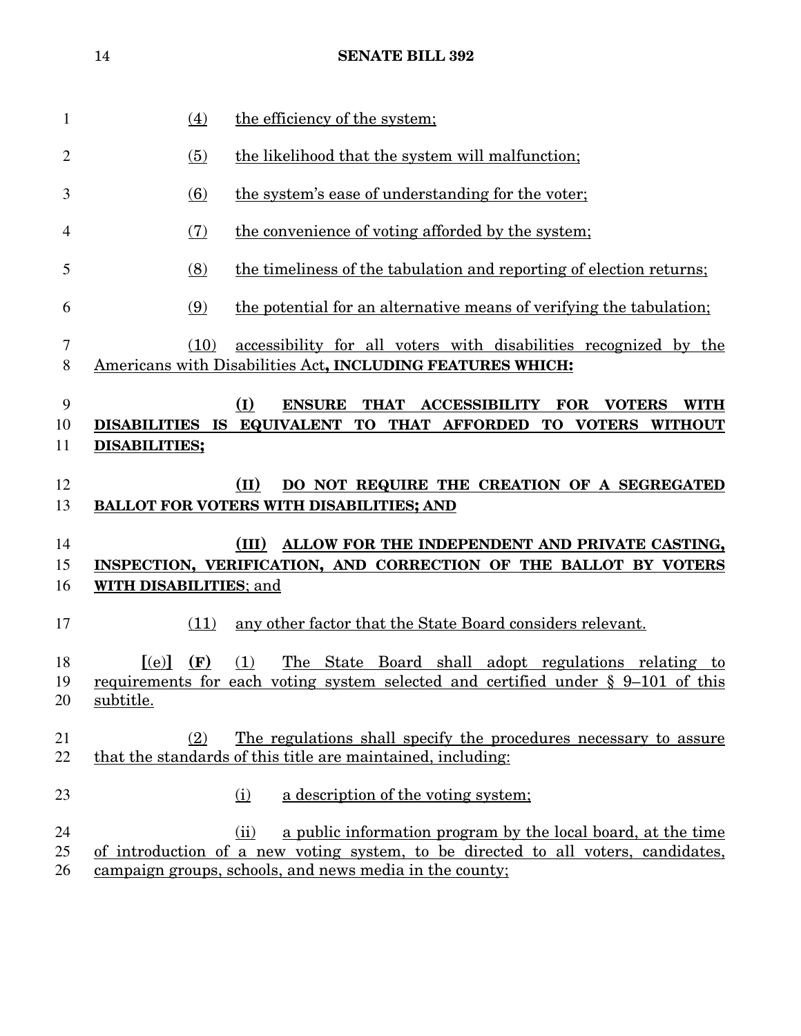(4) the efficiency of the system;

(5) the likelihood that the system will malfunction;

(6) the system's ease of understanding for the voter;

(7) the convenience of voting afforded by the system;

(8) the timeliness of the tabulation and reporting of election returns;

(9) the potential for an alternative means of verifying the tabulation;

(10) accessibility for all voters with disabilities recognized by the Americans with Disabilities Act**, INCLUDING FEATURES WHICH:**

**(I) ENSURE THAT ACCESSIBILITY FOR VOTERS WITH DISABILITIES IS EQUIVALENT TO THAT AFFORDED TO VOTERS WITHOUT DISABILITIES;**

**(II) DO NOT REQUIRE THE CREATION OF A SEGREGATED BALLOT FOR VOTERS WITH DISABILITIES; AND**

**(III) ALLOW FOR THE INDEPENDENT AND PRIVATE CASTING, INSPECTION, VERIFICATION, AND CORRECTION OF THE BALLOT BY VOTERS WITH DISABILITIES**; and

(11) any other factor that the State Board considers relevant.

**[**(e)**]** **(F)** (1) The State Board shall adopt regulations relating to requirements for each voting system selected and certified under § 9–101 of this subtitle.

(2) The regulations shall specify the procedures necessary to assure that the standards of this title are maintained, including:

(i) a description of the voting system;

(ii) a public information program by the local board, at the time of introduction of a new voting system, to be directed to all voters, candidates, campaign groups, schools, and news media in the county;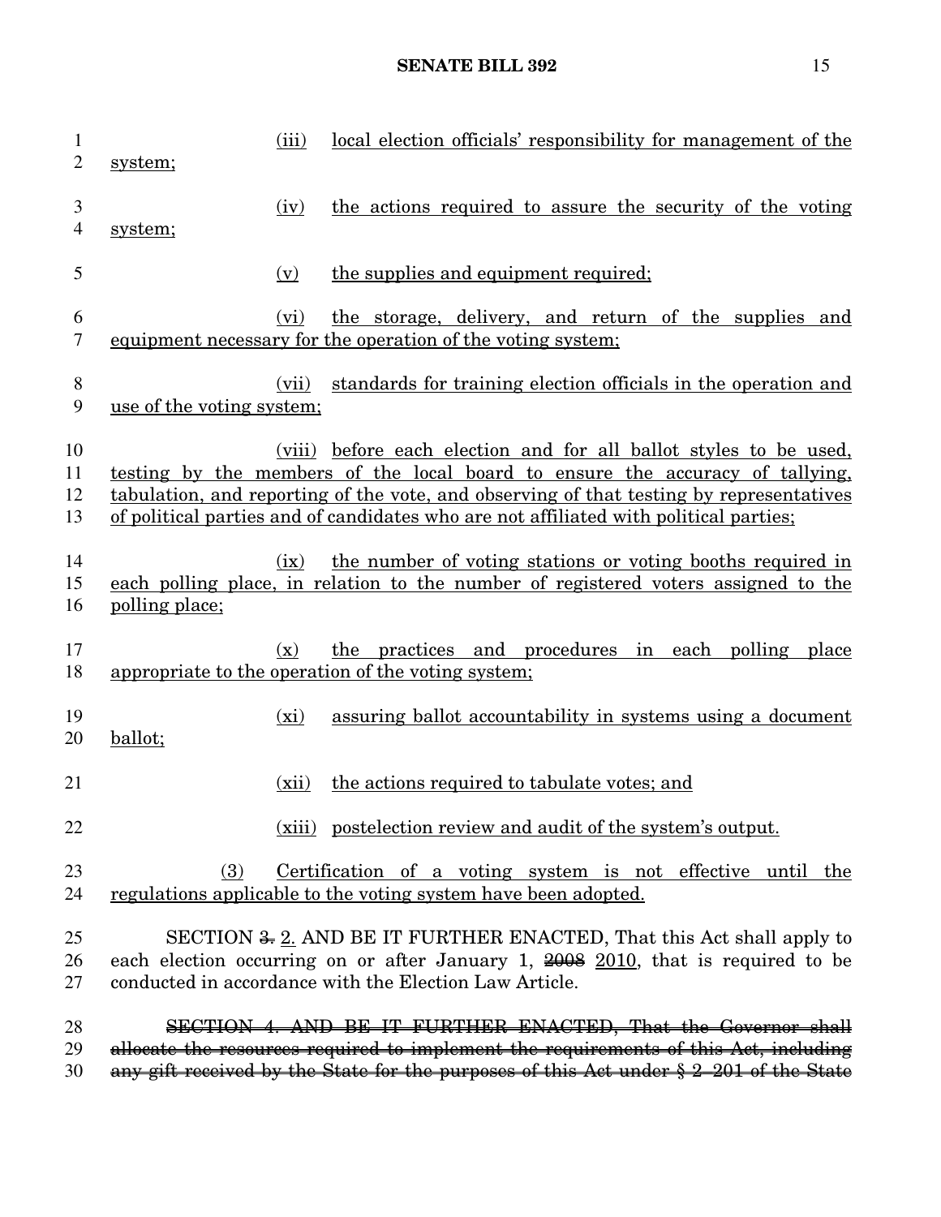(iii) local election officials' responsibility for management of the system;

(iv) the actions required to assure the security of the voting system;

(v) the supplies and equipment required;

(vi) the storage, delivery, and return of the supplies and equipment necessary for the operation of the voting system;

(vii) standards for training election officials in the operation and use of the voting system;

(viii) before each election and for all ballot styles to be used, testing by the members of the local board to ensure the accuracy of tallying, tabulation, and reporting of the vote, and observing of that testing by representatives of political parties and of candidates who are not affiliated with political parties;

(ix) the number of voting stations or voting booths required in each polling place, in relation to the number of registered voters assigned to the polling place;

(x) the practices and procedures in each polling place appropriate to the operation of the voting system;

(xi) assuring ballot accountability in systems using a document ballot;

(xii) the actions required to tabulate votes; and

(xiii) postelection review and audit of the system's output.

(3) Certification of a voting system is not effective until the regulations applicable to the voting system have been adopted.

SECTION ~~3.~~ 2. AND BE IT FURTHER ENACTED, That this Act shall apply to each election occurring on or after January 1, ~~2008~~ 2010, that is required to be conducted in accordance with the Election Law Article.

~~SECTION 4. AND BE IT FURTHER ENACTED, That the Governor shall allocate the resources required to implement the requirements of this Act, including any gift received by the State for the purposes of this Act under § 2–201 of the State~~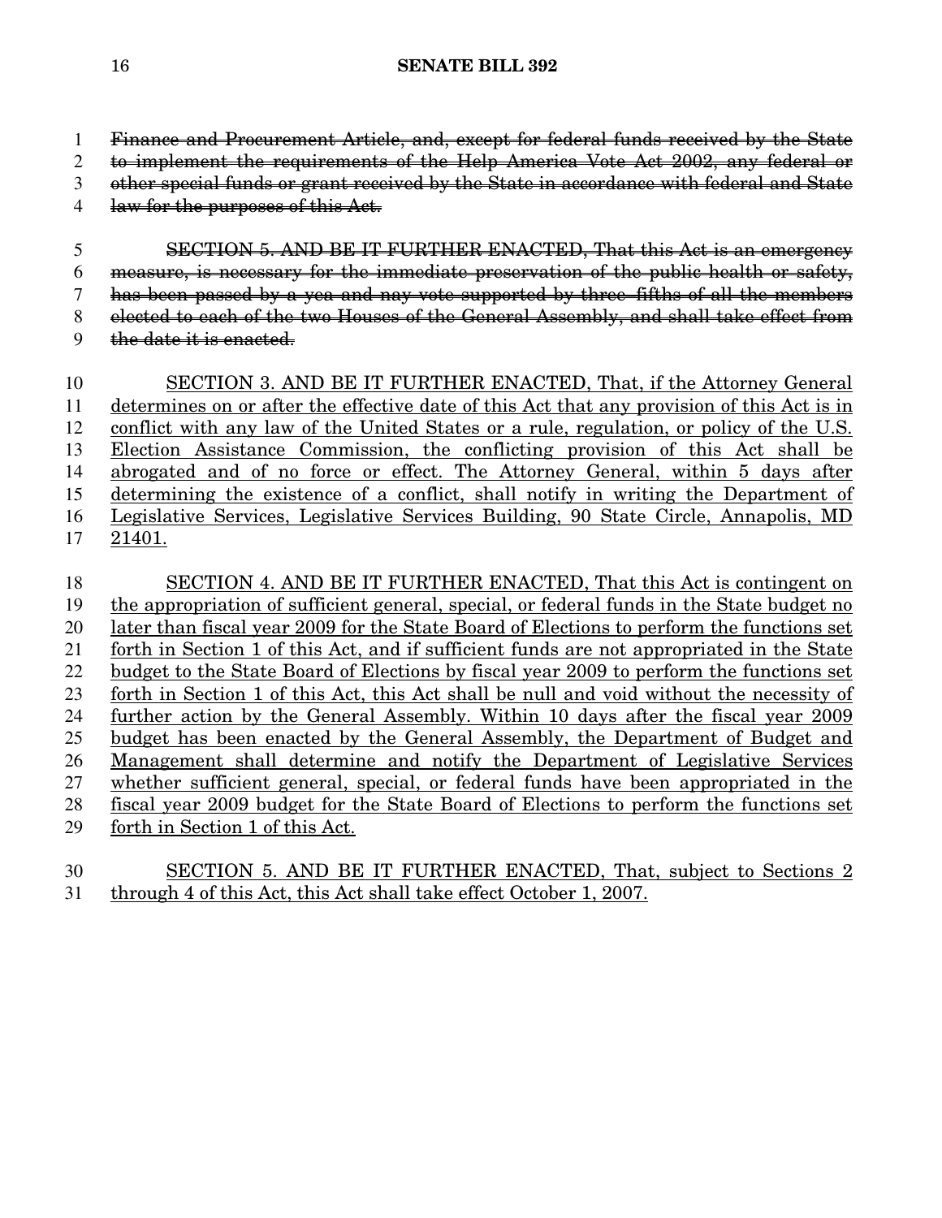~~Finance and Procurement Article, and, except for federal funds received by the State to implement the requirements of the Help America Vote Act 2002, any federal or other special funds or grant received by the State in accordance with federal and State law for the purposes of this Act.~~

~~SECTION 5. AND BE IT FURTHER ENACTED, That this Act is an emergency measure, is necessary for the immediate preservation of the public health or safety, has been passed by a yea and nay vote supported by three–fifths of all the members elected to each of the two Houses of the General Assembly, and shall take effect from the date it is enacted.~~

<u>SECTION 3. AND BE IT FURTHER ENACTED, That, if the Attorney General determines on or after the effective date of this Act that any provision of this Act is in conflict with any law of the United States or a rule, regulation, or policy of the U.S. Election Assistance Commission, the conflicting provision of this Act shall be abrogated and of no force or effect. The Attorney General, within 5 days after determining the existence of a conflict, shall notify in writing the Department of Legislative Services, Legislative Services Building, 90 State Circle, Annapolis, MD 21401.</u>

<u>SECTION 4. AND BE IT FURTHER ENACTED, That this Act is contingent on the appropriation of sufficient general, special, or federal funds in the State budget no later than fiscal year 2009 for the State Board of Elections to perform the functions set forth in Section 1 of this Act, and if sufficient funds are not appropriated in the State budget to the State Board of Elections by fiscal year 2009 to perform the functions set forth in Section 1 of this Act, this Act shall be null and void without the necessity of further action by the General Assembly. Within 10 days after the fiscal year 2009 budget has been enacted by the General Assembly, the Department of Budget and Management shall determine and notify the Department of Legislative Services whether sufficient general, special, or federal funds have been appropriated in the fiscal year 2009 budget for the State Board of Elections to perform the functions set forth in Section 1 of this Act.</u>

<u>SECTION 5. AND BE IT FURTHER ENACTED, That, subject to Sections 2 through 4 of this Act, this Act shall take effect October 1, 2007.</u>